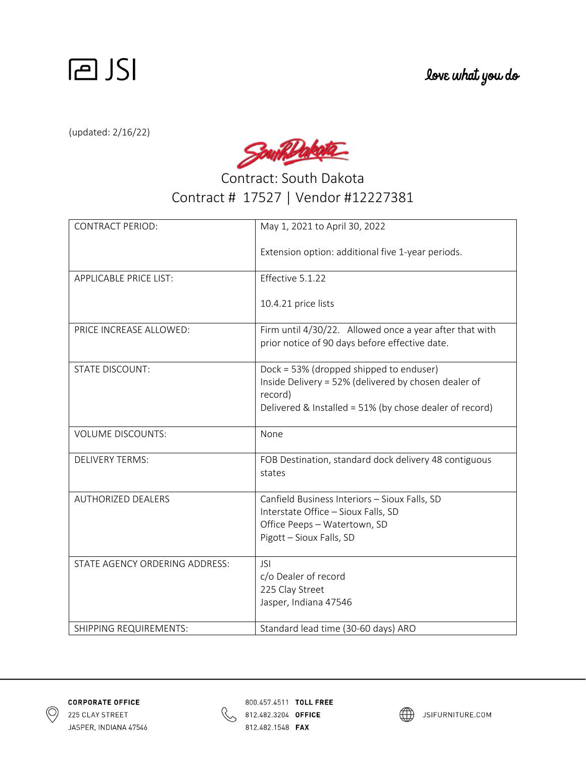# JSI

love what you do

(updated: 2/16/22)

South Dakota

## Contract: South Dakota
## Contract # 17527 | Vendor #12227381

| | |
|---|---|
| CONTRACT PERIOD: | May 1, 2021 to April 30, 2022<br><br>Extension option: additional five 1-year periods. |
| APPLICABLE PRICE LIST: | Effective 5.1.22<br><br>10.4.21 price lists |
| PRICE INCREASE ALLOWED: | Firm until 4/30/22. Allowed once a year after that with prior notice of 90 days before effective date. |
| STATE DISCOUNT: | Dock = 53% (dropped shipped to enduser)<br>Inside Delivery = 52% (delivered by chosen dealer of record)<br>Delivered & Installed = 51% (by chose dealer of record) |
| VOLUME DISCOUNTS: | None |
| DELIVERY TERMS: | FOB Destination, standard dock delivery 48 contiguous states |
| AUTHORIZED DEALERS | Canfield Business Interiors – Sioux Falls, SD<br>Interstate Office – Sioux Falls, SD<br>Office Peeps – Watertown, SD<br>Pigott – Sioux Falls, SD |
| STATE AGENCY ORDERING ADDRESS: | JSI<br>c/o Dealer of record<br>225 Clay Street<br>Jasper, Indiana 47546 |
| SHIPPING REQUIREMENTS: | Standard lead time (30-60 days) ARO |

**CORPORATE OFFICE**
225 CLAY STREET
JASPER, INDIANA 47546

800.457.4511 **TOLL FREE**
812.482.3204 **OFFICE**
812.482.1548 **FAX**

JSIFURNITURE.COM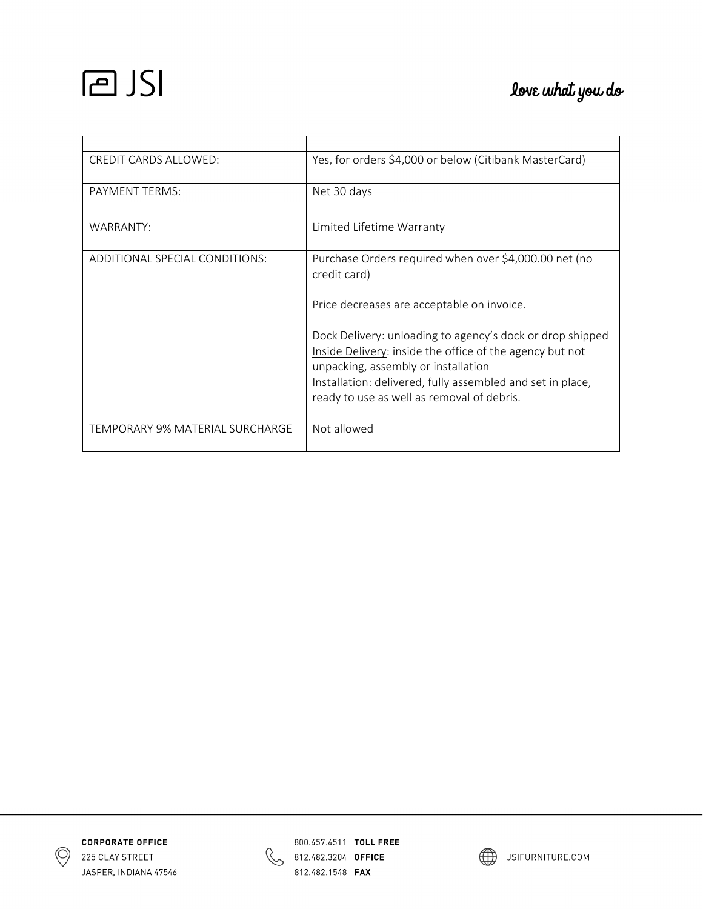| | |
|---|---|
| CREDIT CARDS ALLOWED: | Yes, for orders $4,000 or below (Citibank MasterCard) |
| PAYMENT TERMS: | Net 30 days |
| WARRANTY: | Limited Lifetime Warranty |
| ADDITIONAL SPECIAL CONDITIONS: | Purchase Orders required when over $4,000.00 net (no credit card)<br><br>Price decreases are acceptable on invoice.<br><br>Dock Delivery: unloading to agency's dock or drop shipped<br>Inside Delivery: inside the office of the agency but not unpacking, assembly or installation<br>Installation: delivered, fully assembled and set in place, ready to use as well as removal of debris. |
| TEMPORARY 9% MATERIAL SURCHARGE | Not allowed |